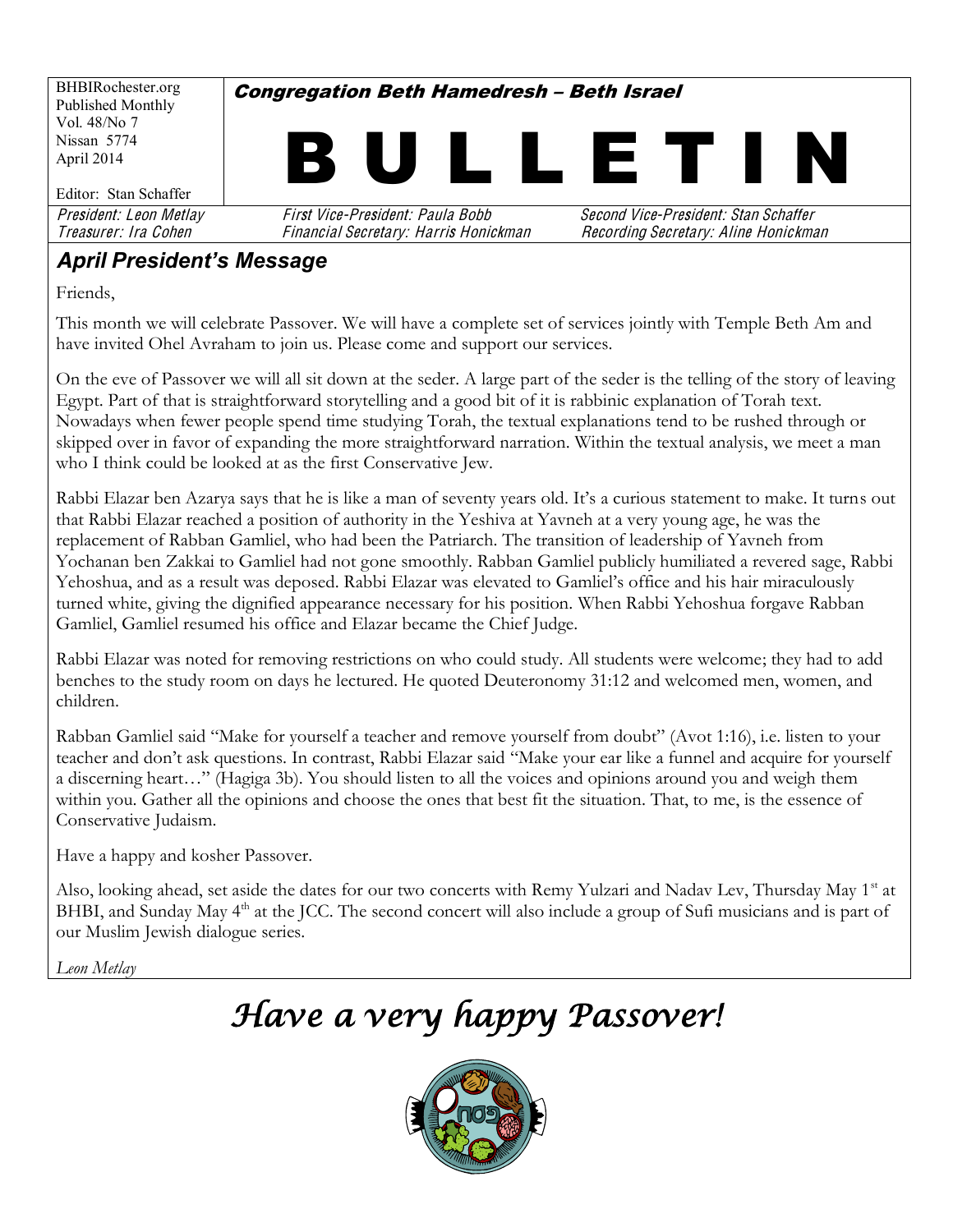BHBIRochester.org
Published Monthly
Vol. 48/No 7
Nissan 5774
April 2014

Editor: Stan Schaffer

**Congregation Beth Hamedresh – Beth Israel**

# BULLETIN

*President: Leon Metlay* | *First Vice-President: Paula Bobb* | *Second Vice-President: Stan Schaffer*
*Treasurer: Ira Cohen* | *Financial Secretary: Harris Honickman* | *Recording Secretary: Aline Honickman*

## April President's Message

Friends,

This month we will celebrate Passover. We will have a complete set of services jointly with Temple Beth Am and have invited Ohel Avraham to join us. Please come and support our services.

On the eve of Passover we will all sit down at the seder. A large part of the seder is the telling of the story of leaving Egypt. Part of that is straightforward storytelling and a good bit of it is rabbinic explanation of Torah text. Nowadays when fewer people spend time studying Torah, the textual explanations tend to be rushed through or skipped over in favor of expanding the more straightforward narration. Within the textual analysis, we meet a man who I think could be looked at as the first Conservative Jew.

Rabbi Elazar ben Azarya says that he is like a man of seventy years old. It's a curious statement to make. It turns out that Rabbi Elazar reached a position of authority in the Yeshiva at Yavneh at a very young age, he was the replacement of Rabban Gamliel, who had been the Patriarch. The transition of leadership of Yavneh from Yochanan ben Zakkai to Gamliel had not gone smoothly. Rabban Gamliel publicly humiliated a revered sage, Rabbi Yehoshua, and as a result was deposed. Rabbi Elazar was elevated to Gamliel's office and his hair miraculously turned white, giving the dignified appearance necessary for his position. When Rabbi Yehoshua forgave Rabban Gamliel, Gamliel resumed his office and Elazar became the Chief Judge.

Rabbi Elazar was noted for removing restrictions on who could study. All students were welcome; they had to add benches to the study room on days he lectured. He quoted Deuteronomy 31:12 and welcomed men, women, and children.

Rabban Gamliel said "Make for yourself a teacher and remove yourself from doubt" (Avot 1:16), i.e. listen to your teacher and don't ask questions. In contrast, Rabbi Elazar said "Make your ear like a funnel and acquire for yourself a discerning heart…" (Hagiga 3b). You should listen to all the voices and opinions around you and weigh them within you. Gather all the opinions and choose the ones that best fit the situation. That, to me, is the essence of Conservative Judaism.

Have a happy and kosher Passover.

Also, looking ahead, set aside the dates for our two concerts with Remy Yulzari and Nadav Lev, Thursday May 1st at BHBI, and Sunday May 4th at the JCC. The second concert will also include a group of Sufi musicians and is part of our Muslim Jewish dialogue series.

*Leon Metlay*

*Have a very happy Passover!*

פסח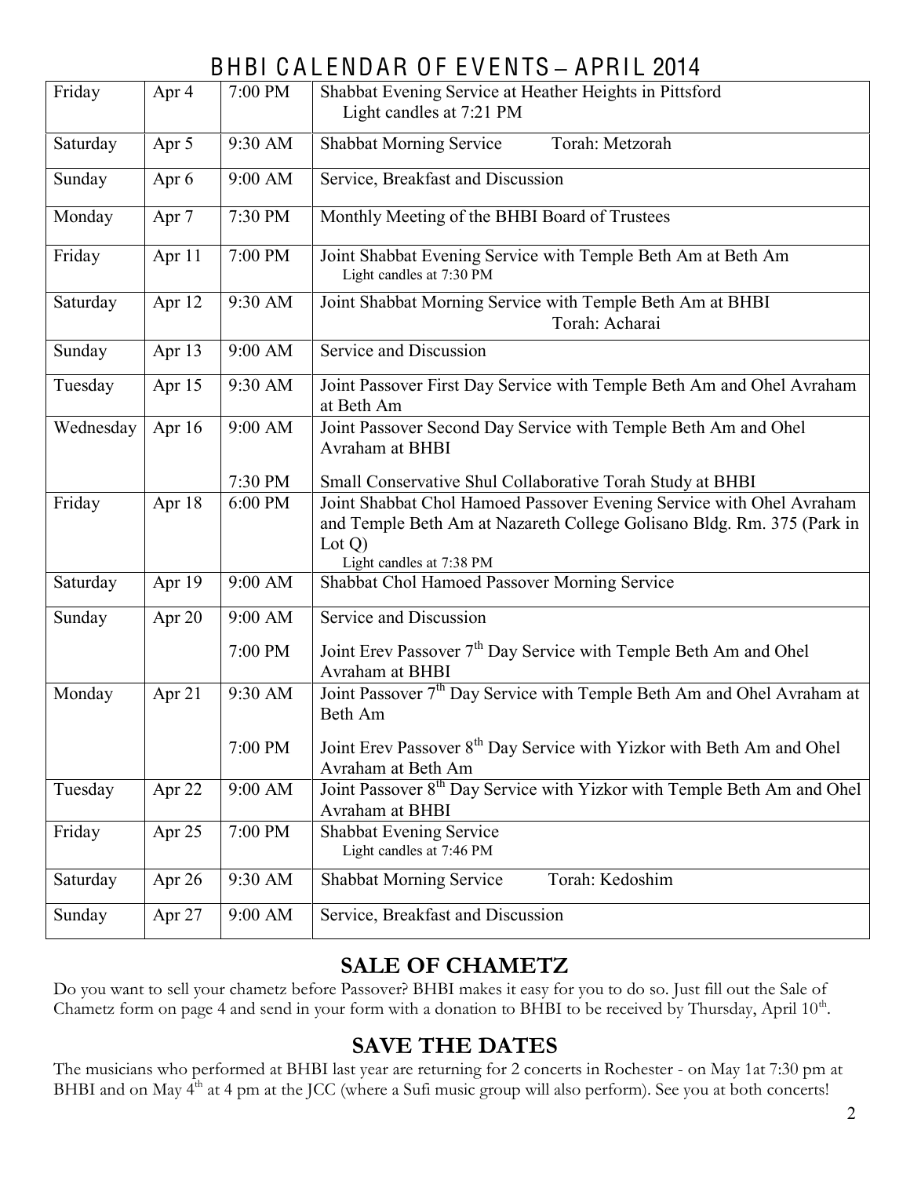# BHBI CALENDAR OF EVENTS – APRIL 2014

| Day | Date | Time | Event |
|---|---|---|---|
| Friday | Apr 4 | 7:00 PM | Shabbat Evening Service at Heather Heights in Pittsford<br>Light candles at 7:21 PM |
| Saturday | Apr 5 | 9:30 AM | Shabbat Morning Service Torah: Metzorah |
| Sunday | Apr 6 | 9:00 AM | Service, Breakfast and Discussion |
| Monday | Apr 7 | 7:30 PM | Monthly Meeting of the BHBI Board of Trustees |
| Friday | Apr 11 | 7:00 PM | Joint Shabbat Evening Service with Temple Beth Am at Beth Am<br>Light candles at 7:30 PM |
| Saturday | Apr 12 | 9:30 AM | Joint Shabbat Morning Service with Temple Beth Am at BHBI<br>Torah: Acharai |
| Sunday | Apr 13 | 9:00 AM | Service and Discussion |
| Tuesday | Apr 15 | 9:30 AM | Joint Passover First Day Service with Temple Beth Am and Ohel Avraham at Beth Am |
| Wednesday | Apr 16 | 9:00 AM<br><br>7:30 PM | Joint Passover Second Day Service with Temple Beth Am and Ohel Avraham at BHBI<br><br>Small Conservative Shul Collaborative Torah Study at BHBI |
| Friday | Apr 18 | 6:00 PM | Joint Shabbat Chol Hamoed Passover Evening Service with Ohel Avraham and Temple Beth Am at Nazareth College Golisano Bldg. Rm. 375 (Park in Lot Q)<br>Light candles at 7:38 PM |
| Saturday | Apr 19 | 9:00 AM | Shabbat Chol Hamoed Passover Morning Service |
| Sunday | Apr 20 | 9:00 AM<br><br>7:00 PM | Service and Discussion<br><br>Joint Erev Passover 7th Day Service with Temple Beth Am and Ohel Avraham at BHBI |
| Monday | Apr 21 | 9:30 AM<br><br>7:00 PM | Joint Passover 7th Day Service with Temple Beth Am and Ohel Avraham at Beth Am<br><br>Joint Erev Passover 8th Day Service with Yizkor with Beth Am and Ohel Avraham at Beth Am |
| Tuesday | Apr 22 | 9:00 AM | Joint Passover 8th Day Service with Yizkor with Temple Beth Am and Ohel Avraham at BHBI |
| Friday | Apr 25 | 7:00 PM | Shabbat Evening Service<br>Light candles at 7:46 PM |
| Saturday | Apr 26 | 9:30 AM | Shabbat Morning Service Torah: Kedoshim |
| Sunday | Apr 27 | 9:00 AM | Service, Breakfast and Discussion |

## SALE OF CHAMETZ

Do you want to sell your chametz before Passover? BHBI makes it easy for you to do so. Just fill out the Sale of Chametz form on page 4 and send in your form with a donation to BHBI to be received by Thursday, April 10th.

## SAVE THE DATES

The musicians who performed at BHBI last year are returning for 2 concerts in Rochester - on May 1at 7:30 pm at BHBI and on May 4th at 4 pm at the JCC (where a Sufi music group will also perform). See you at both concerts!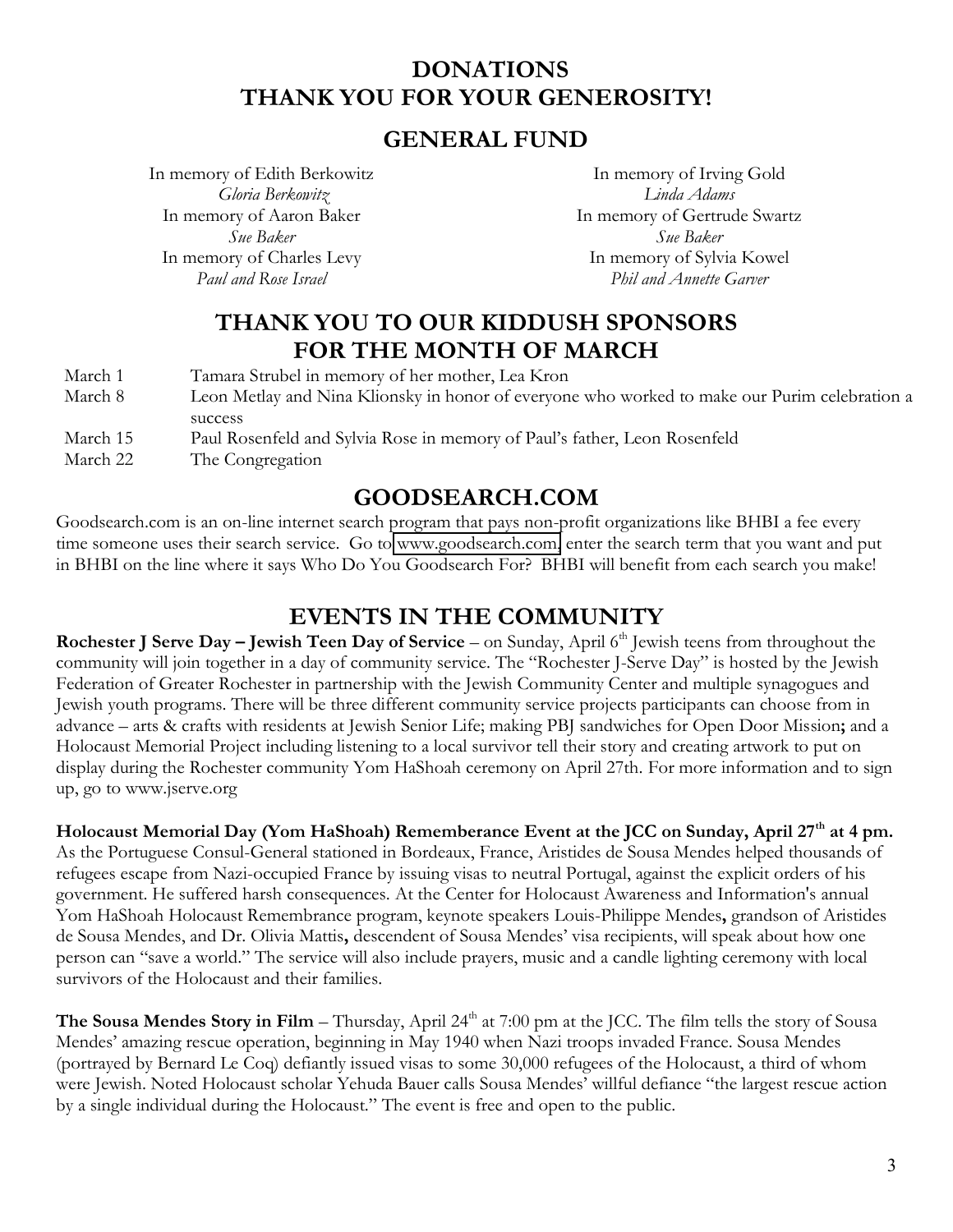# DONATIONS
# THANK YOU FOR YOUR GENEROSITY!

## GENERAL FUND

In memory of Edith Berkowitz
*Gloria Berkowitz*

In memory of Aaron Baker
*Sue Baker*

In memory of Charles Levy
*Paul and Rose Israel*

In memory of Irving Gold
*Linda Adams*

In memory of Gertrude Swartz
*Sue Baker*

In memory of Sylvia Kowel
*Phil and Annette Garver*

## THANK YOU TO OUR KIDDUSH SPONSORS FOR THE MONTH OF MARCH

| | |
|---|---|
| March 1 | Tamara Strubel in memory of her mother, Lea Kron |
| March 8 | Leon Metlay and Nina Klionsky in honor of everyone who worked to make our Purim celebration a success |
| March 15 | Paul Rosenfeld and Sylvia Rose in memory of Paul's father, Leon Rosenfeld |
| March 22 | The Congregation |

## GOODSEARCH.COM

Goodsearch.com is an on-line internet search program that pays non-profit organizations like BHBI a fee every time someone uses their search service. Go to www.goodsearch.com, enter the search term that you want and put in BHBI on the line where it says Who Do You Goodsearch For? BHBI will benefit from each search you make!

## EVENTS IN THE COMMUNITY

**Rochester J Serve Day – Jewish Teen Day of Service** – on Sunday, April 6th Jewish teens from throughout the community will join together in a day of community service. The "Rochester J-Serve Day" is hosted by the Jewish Federation of Greater Rochester in partnership with the Jewish Community Center and multiple synagogues and Jewish youth programs. There will be three different community service projects participants can choose from in advance – arts & crafts with residents at Jewish Senior Life; making PBJ sandwiches for Open Door Mission**;** and a Holocaust Memorial Project including listening to a local survivor tell their story and creating artwork to put on display during the Rochester community Yom HaShoah ceremony on April 27th. For more information and to sign up, go to www.jserve.org

**Holocaust Memorial Day (Yom HaShoah) Rememberance Event at the JCC on Sunday, April 27th at 4 pm.** As the Portuguese Consul-General stationed in Bordeaux, France, Aristides de Sousa Mendes helped thousands of refugees escape from Nazi-occupied France by issuing visas to neutral Portugal, against the explicit orders of his government. He suffered harsh consequences. At the Center for Holocaust Awareness and Information's annual Yom HaShoah Holocaust Remembrance program, keynote speakers Louis-Philippe Mendes**,** grandson of Aristides de Sousa Mendes, and Dr. Olivia Mattis**,** descendent of Sousa Mendes' visa recipients, will speak about how one person can "save a world." The service will also include prayers, music and a candle lighting ceremony with local survivors of the Holocaust and their families.

**The Sousa Mendes Story in Film** – Thursday, April 24th at 7:00 pm at the JCC. The film tells the story of Sousa Mendes' amazing rescue operation, beginning in May 1940 when Nazi troops invaded France. Sousa Mendes (portrayed by Bernard Le Coq) defiantly issued visas to some 30,000 refugees of the Holocaust, a third of whom were Jewish. Noted Holocaust scholar Yehuda Bauer calls Sousa Mendes' willful defiance "the largest rescue action by a single individual during the Holocaust." The event is free and open to the public.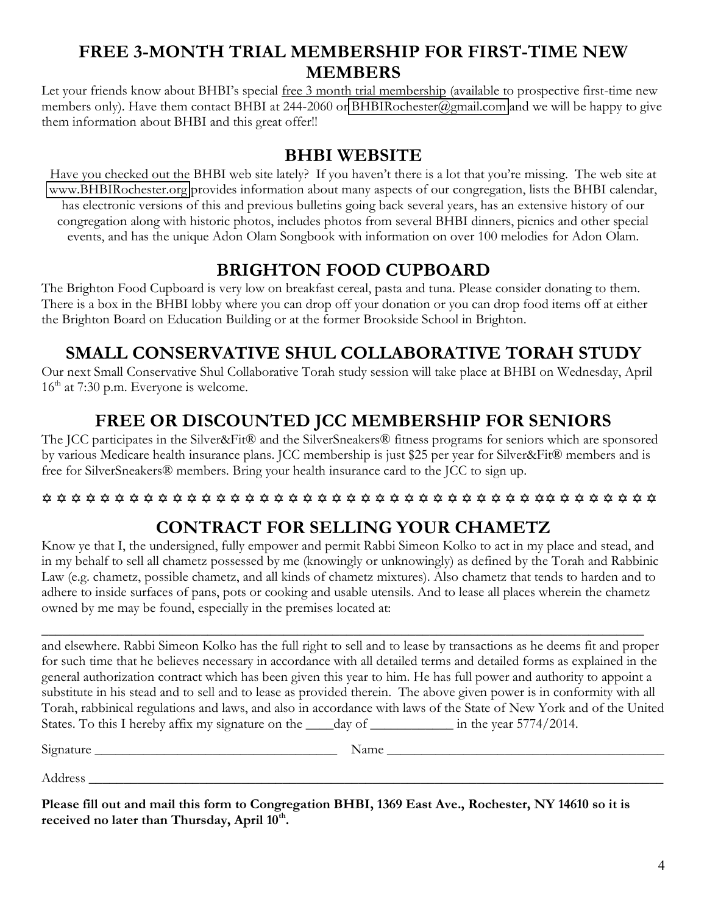## FREE 3-MONTH TRIAL MEMBERSHIP FOR FIRST-TIME NEW MEMBERS

Let your friends know about BHBI's special free 3 month trial membership (available to prospective first-time new members only). Have them contact BHBI at 244-2060 or BHBIRochester@gmail.com and we will be happy to give them information about BHBI and this great offer!!

## BHBI WEBSITE

Have you checked out the BHBI web site lately? If you haven't there is a lot that you're missing. The web site at www.BHBIRochester.org provides information about many aspects of our congregation, lists the BHBI calendar, has electronic versions of this and previous bulletins going back several years, has an extensive history of our congregation along with historic photos, includes photos from several BHBI dinners, picnics and other special events, and has the unique Adon Olam Songbook with information on over 100 melodies for Adon Olam.

## BRIGHTON FOOD CUPBOARD

The Brighton Food Cupboard is very low on breakfast cereal, pasta and tuna. Please consider donating to them. There is a box in the BHBI lobby where you can drop off your donation or you can drop food items off at either the Brighton Board on Education Building or at the former Brookside School in Brighton.

## SMALL CONSERVATIVE SHUL COLLABORATIVE TORAH STUDY

Our next Small Conservative Shul Collaborative Torah study session will take place at BHBI on Wednesday, April 16th at 7:30 p.m. Everyone is welcome.

## FREE OR DISCOUNTED JCC MEMBERSHIP FOR SENIORS

The JCC participates in the Silver&Fit® and the SilverSneakers® fitness programs for seniors which are sponsored by various Medicare health insurance plans. JCC membership is just $25 per year for Silver&Fit® members and is free for SilverSneakers® members. Bring your health insurance card to the JCC to sign up.

✡ ✡ ✡ ✡ ✡ ✡ ✡ ✡ ✡ ✡ ✡ ✡ ✡ ✡ ✡ ✡ ✡ ✡ ✡ ✡ ✡ ✡ ✡ ✡ ✡ ✡ ✡ ✡ ✡ ✡ ✡ ✡ ✡ ✡ ✡ ✡ ✡ ✡ ✡ ✡ ✡ ✡ ✡ ✡ ✡ ✡ ✡ ✡

## CONTRACT FOR SELLING YOUR CHAMETZ

Know ye that I, the undersigned, fully empower and permit Rabbi Simeon Kolko to act in my place and stead, and in my behalf to sell all chametz possessed by me (knowingly or unknowingly) as defined by the Torah and Rabbinic Law (e.g. chametz, possible chametz, and all kinds of chametz mixtures). Also chametz that tends to harden and to adhere to inside surfaces of pans, pots or cooking and usable utensils. And to lease all places wherein the chametz owned by me may be found, especially in the premises located at:

_______________________________________________________________________________

and elsewhere. Rabbi Simeon Kolko has the full right to sell and to lease by transactions as he deems fit and proper for such time that he believes necessary in accordance with all detailed terms and detailed forms as explained in the general authorization contract which has been given this year to him. He has full power and authority to appoint a substitute in his stead and to sell and to lease as provided therein. The above given power is in conformity with all Torah, rabbinical regulations and laws, and also in accordance with laws of the State of New York and of the United States. To this I hereby affix my signature on the ____day of ____________ in the year 5774/2014.

Signature ___________________________________ Name __________________________________________

Address ________________________________________________________________________________________

**Please fill out and mail this form to Congregation BHBI, 1369 East Ave., Rochester, NY 14610 so it is received no later than Thursday, April 10th.**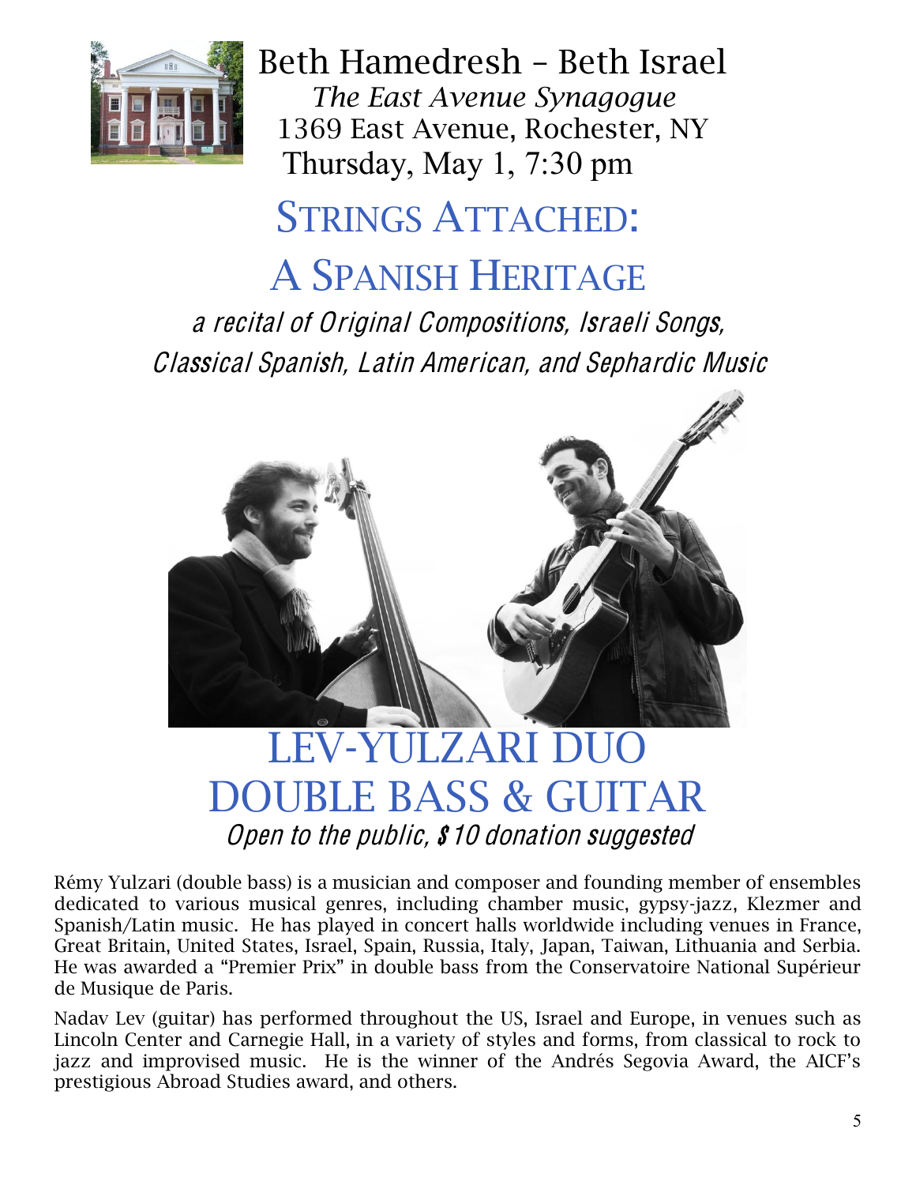# Beth Hamedresh – Beth Israel

*The East Avenue Synagogue*

1369 East Avenue, Rochester, NY

Thursday, May 1, 7:30 pm

## STRINGS ATTACHED:

## A SPANISH HERITAGE

*a recital of Original Compositions, Israeli Songs, Classical Spanish, Latin American, and Sephardic Music*

## LEV-YULZARI DUO

## DOUBLE BASS & GUITAR

*Open to the public, **$10** donation suggested*

Rémy Yulzari (double bass) is a musician and composer and founding member of ensembles dedicated to various musical genres, including chamber music, gypsy-jazz, Klezmer and Spanish/Latin music. He has played in concert halls worldwide including venues in France, Great Britain, United States, Israel, Spain, Russia, Italy, Japan, Taiwan, Lithuania and Serbia. He was awarded a "Premier Prix" in double bass from the Conservatoire National Supérieur de Musique de Paris.

Nadav Lev (guitar) has performed throughout the US, Israel and Europe, in venues such as Lincoln Center and Carnegie Hall, in a variety of styles and forms, from classical to rock to jazz and improvised music. He is the winner of the Andrés Segovia Award, the AICF's prestigious Abroad Studies award, and others.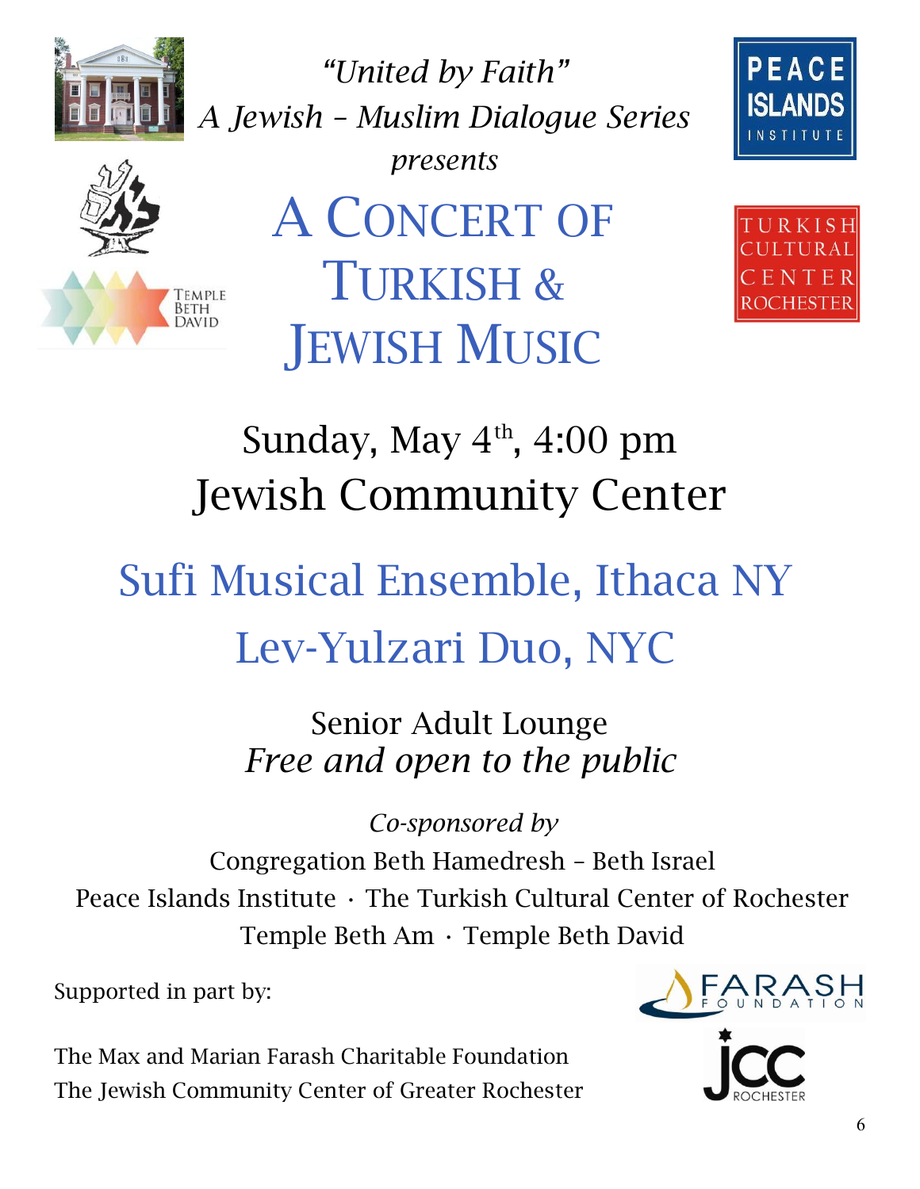*"United by Faith"*
*A Jewish – Muslim Dialogue Series*
*presents*

# A Concert of Turkish & Jewish Music

## Sunday, May 4th, 4:00 pm
## Jewish Community Center

## Sufi Musical Ensemble, Ithaca NY
## Lev-Yulzari Duo, NYC

Senior Adult Lounge
*Free and open to the public*

*Co-sponsored by*
Congregation Beth Hamedresh – Beth Israel
Peace Islands Institute · The Turkish Cultural Center of Rochester
Temple Beth Am · Temple Beth David

Supported in part by:

The Max and Marian Farash Charitable Foundation
The Jewish Community Center of Greater Rochester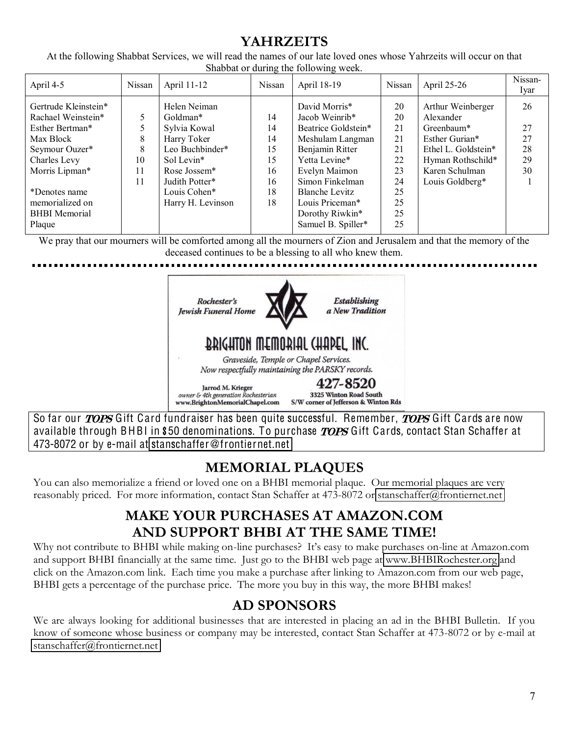## YAHRZEITS

At the following Shabbat Services, we will read the names of our late loved ones whose Yahrzeits will occur on that Shabbat or during the following week.

| April 4-5 | Nissan | April 11-12 | Nissan | April 18-19 | Nissan | April 25-26 | Nissan-Iyar |
|---|---|---|---|---|---|---|---|
| Gertrude Kleinstein* | | Helen Neiman Goldman* | 14 | David Morris* | 20 | Arthur Weinberger | 26 |
| Rachael Weinstein* | 5 | Sylvia Kowal | 14 | Jacob Weinrib* | 20 | Alexander Greenbaum* | 27 |
| Esther Bertman* | 5 | Harry Toker | 14 | Beatrice Goldstein* | 21 | Esther Gurian* | 27 |
| Max Block | 8 | Leo Buchbinder* | 15 | Meshulam Langman | 21 | Ethel L. Goldstein* | 28 |
| Seymour Ouzer* | 8 | Sol Levin* | 15 | Benjamin Ritter | 21 | Hyman Rothschild* | 29 |
| Charles Levy | 10 | Rose Jossem* | 16 | Yetta Levine* | 22 | Karen Schulman | 30 |
| Morris Lipman* | 11 | Judith Potter* | 16 | Evelyn Maimon | 23 | Louis Goldberg* | 1 |
| | 11 | Louis Cohen* | 18 | Simon Finkelman | 24 | | |
| *Denotes name memorialized on BHBI Memorial Plaque | | Harry H. Levinson | 18 | Blanche Levitz | 25 | | |
| | | | | Louis Priceman* | 25 | | |
| | | | | Dorothy Riwkin* | 25 | | |
| | | | | Samuel B. Spiller* | 25 | | |

We pray that our mourners will be comforted among all the mourners of Zion and Jerusalem and that the memory of the deceased continues to be a blessing to all who knew them.

---

*Rochester's Jewish Funeral Home* — *Establishing a New Tradition*

**BRIGHTON MEMORIAL CHAPEL, INC.**

*Graveside, Temple or Chapel Services.*
*Now respectfully maintaining the PARSKY records.*

**427-8520**

Jarrod M. Krieger
*owner & 4th generation Rochesterian*
www.BrightonMemorialChapel.com

3325 Winton Road South
S/W corner of Jefferson & Winton Rds

---

So far our ***TOPS*** Gift Card fundraiser has been quite successful. Remember, ***TOPS*** Gift Cards are now available through BHBI in $50 denominations. To purchase ***TOPS*** Gift Cards, contact Stan Schaffer at 473-8072 or by e-mail at stanschaffer@frontiernet.net

## MEMORIAL PLAQUES

You can also memorialize a friend or loved one on a BHBI memorial plaque. Our memorial plaques are very reasonably priced. For more information, contact Stan Schaffer at 473-8072 or stanschaffer@frontiernet.net

## MAKE YOUR PURCHASES AT AMAZON.COM AND SUPPORT BHBI AT THE SAME TIME!

Why not contribute to BHBI while making on-line purchases? It's easy to make purchases on-line at Amazon.com and support BHBI financially at the same time. Just go to the BHBI web page at www.BHBIRochester.org and click on the Amazon.com link. Each time you make a purchase after linking to Amazon.com from our web page, BHBI gets a percentage of the purchase price. The more you buy in this way, the more BHBI makes!

## AD SPONSORS

We are always looking for additional businesses that are interested in placing an ad in the BHBI Bulletin. If you know of someone whose business or company may be interested, contact Stan Schaffer at 473-8072 or by e-mail at stanschaffer@frontiernet.net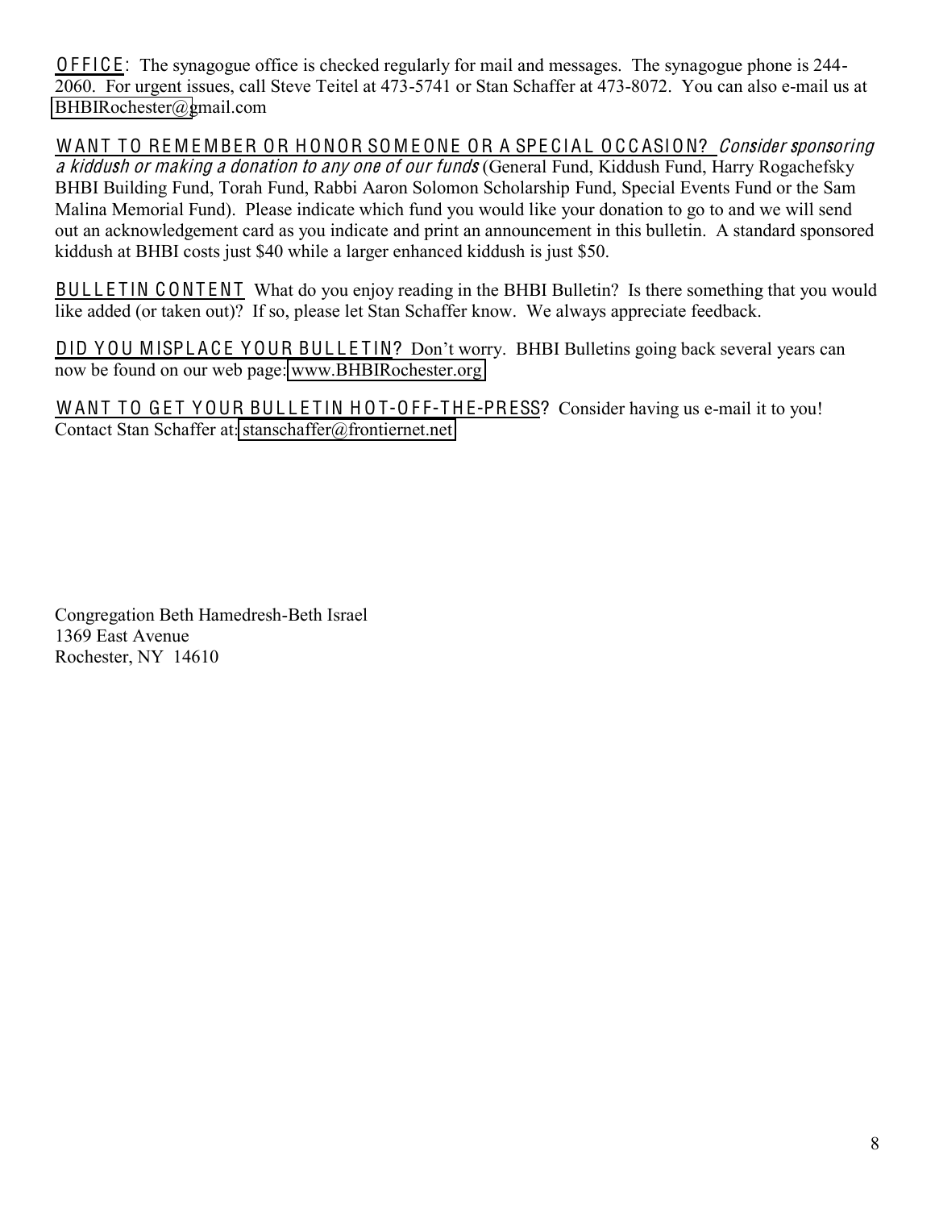**OFFICE**: The synagogue office is checked regularly for mail and messages. The synagogue phone is 244-2060. For urgent issues, call Steve Teitel at 473-5741 or Stan Schaffer at 473-8072. You can also e-mail us at BHBIRochester@gmail.com

**WANT TO REMEMBER OR HONOR SOMEONE OR A SPECIAL OCCASION?** *Consider sponsoring a kiddush or making a donation to any one of our funds* (General Fund, Kiddush Fund, Harry Rogachefsky BHBI Building Fund, Torah Fund, Rabbi Aaron Solomon Scholarship Fund, Special Events Fund or the Sam Malina Memorial Fund). Please indicate which fund you would like your donation to go to and we will send out an acknowledgement card as you indicate and print an announcement in this bulletin. A standard sponsored kiddush at BHBI costs just $40 while a larger enhanced kiddush is just $50.

**BULLETIN CONTENT** What do you enjoy reading in the BHBI Bulletin? Is there something that you would like added (or taken out)? If so, please let Stan Schaffer know. We always appreciate feedback.

**DID YOU MISPLACE YOUR BULLETIN?** Don't worry. BHBI Bulletins going back several years can now be found on our web page: www.BHBIRochester.org

**WANT TO GET YOUR BULLETIN HOT-OFF-THE-PRESS?** Consider having us e-mail it to you! Contact Stan Schaffer at: stanschaffer@frontiernet.net

Congregation Beth Hamedresh-Beth Israel
1369 East Avenue
Rochester, NY 14610